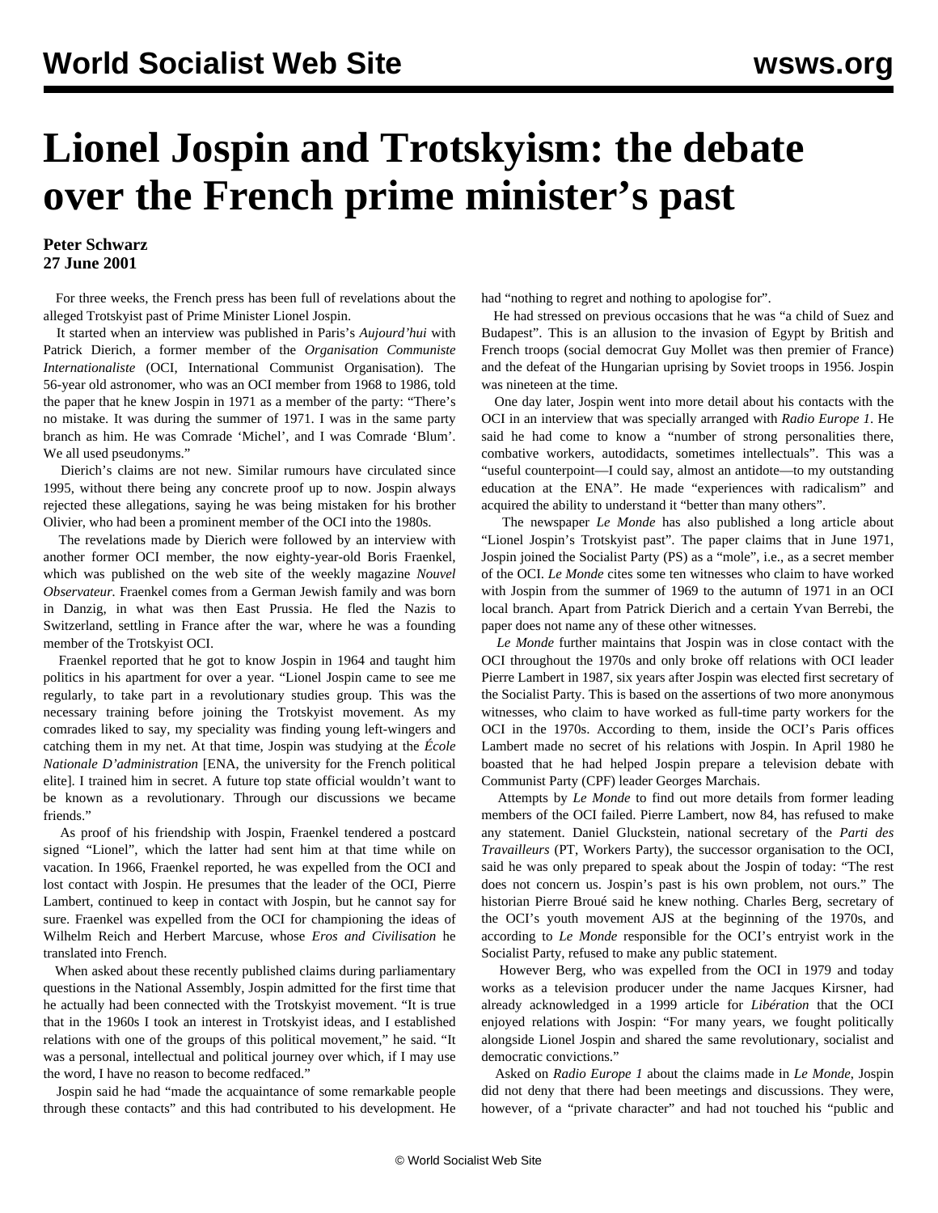# Lionel Jospin and Trotskyism: the debate over the French prime minister's past

**Peter Schwarz**
**27 June 2001**

For three weeks, the French press has been full of revelations about the alleged Trotskyist past of Prime Minister Lionel Jospin.

It started when an interview was published in Paris's *Aujourd'hui* with Patrick Dierich, a former member of the *Organisation Communiste Internationaliste* (OCI, International Communist Organisation). The 56-year old astronomer, who was an OCI member from 1968 to 1986, told the paper that he knew Jospin in 1971 as a member of the party: "There's no mistake. It was during the summer of 1971. I was in the same party branch as him. He was Comrade 'Michel', and I was Comrade 'Blum'. We all used pseudonyms."

Dierich's claims are not new. Similar rumours have circulated since 1995, without there being any concrete proof up to now. Jospin always rejected these allegations, saying he was being mistaken for his brother Olivier, who had been a prominent member of the OCI into the 1980s.

The revelations made by Dierich were followed by an interview with another former OCI member, the now eighty-year-old Boris Fraenkel, which was published on the web site of the weekly magazine *Nouvel Observateur.* Fraenkel comes from a German Jewish family and was born in Danzig, in what was then East Prussia. He fled the Nazis to Switzerland, settling in France after the war, where he was a founding member of the Trotskyist OCI.

Fraenkel reported that he got to know Jospin in 1964 and taught him politics in his apartment for over a year. "Lionel Jospin came to see me regularly, to take part in a revolutionary studies group. This was the necessary training before joining the Trotskyist movement. As my comrades liked to say, my speciality was finding young left-wingers and catching them in my net. At that time, Jospin was studying at the *École Nationale D'administration* [ENA, the university for the French political elite]. I trained him in secret. A future top state official wouldn't want to be known as a revolutionary. Through our discussions we became friends."

As proof of his friendship with Jospin, Fraenkel tendered a postcard signed "Lionel", which the latter had sent him at that time while on vacation. In 1966, Fraenkel reported, he was expelled from the OCI and lost contact with Jospin. He presumes that the leader of the OCI, Pierre Lambert, continued to keep in contact with Jospin, but he cannot say for sure. Fraenkel was expelled from the OCI for championing the ideas of Wilhelm Reich and Herbert Marcuse, whose *Eros and Civilisation* he translated into French.

When asked about these recently published claims during parliamentary questions in the National Assembly, Jospin admitted for the first time that he actually had been connected with the Trotskyist movement. "It is true that in the 1960s I took an interest in Trotskyist ideas, and I established relations with one of the groups of this political movement," he said. "It was a personal, intellectual and political journey over which, if I may use the word, I have no reason to become redfaced."

Jospin said he had "made the acquaintance of some remarkable people through these contacts" and this had contributed to his development. He had "nothing to regret and nothing to apologise for".

He had stressed on previous occasions that he was "a child of Suez and Budapest". This is an allusion to the invasion of Egypt by British and French troops (social democrat Guy Mollet was then premier of France) and the defeat of the Hungarian uprising by Soviet troops in 1956. Jospin was nineteen at the time.

One day later, Jospin went into more detail about his contacts with the OCI in an interview that was specially arranged with *Radio Europe 1*. He said he had come to know a "number of strong personalities there, combative workers, autodidacts, sometimes intellectuals". This was a "useful counterpoint—I could say, almost an antidote—to my outstanding education at the ENA". He made "experiences with radicalism" and acquired the ability to understand it "better than many others".

The newspaper *Le Monde* has also published a long article about "Lionel Jospin's Trotskyist past". The paper claims that in June 1971, Jospin joined the Socialist Party (PS) as a "mole", i.e., as a secret member of the OCI. *Le Monde* cites some ten witnesses who claim to have worked with Jospin from the summer of 1969 to the autumn of 1971 in an OCI local branch. Apart from Patrick Dierich and a certain Yvan Berrebi, the paper does not name any of these other witnesses.

*Le Monde* further maintains that Jospin was in close contact with the OCI throughout the 1970s and only broke off relations with OCI leader Pierre Lambert in 1987, six years after Jospin was elected first secretary of the Socialist Party. This is based on the assertions of two more anonymous witnesses, who claim to have worked as full-time party workers for the OCI in the 1970s. According to them, inside the OCI's Paris offices Lambert made no secret of his relations with Jospin. In April 1980 he boasted that he had helped Jospin prepare a television debate with Communist Party (CPF) leader Georges Marchais.

Attempts by *Le Monde* to find out more details from former leading members of the OCI failed. Pierre Lambert, now 84, has refused to make any statement. Daniel Gluckstein, national secretary of the *Parti des Travailleurs* (PT, Workers Party), the successor organisation to the OCI, said he was only prepared to speak about the Jospin of today: "The rest does not concern us. Jospin's past is his own problem, not ours." The historian Pierre Broué said he knew nothing. Charles Berg, secretary of the OCI's youth movement AJS at the beginning of the 1970s, and according to *Le Monde* responsible for the OCI's entryist work in the Socialist Party, refused to make any public statement.

However Berg, who was expelled from the OCI in 1979 and today works as a television producer under the name Jacques Kirsner, had already acknowledged in a 1999 article for *Libération* that the OCI enjoyed relations with Jospin: "For many years, we fought politically alongside Lionel Jospin and shared the same revolutionary, socialist and democratic convictions."

Asked on *Radio Europe 1* about the claims made in *Le Monde*, Jospin did not deny that there had been meetings and discussions. They were, however, of a "private character" and had not touched his "public and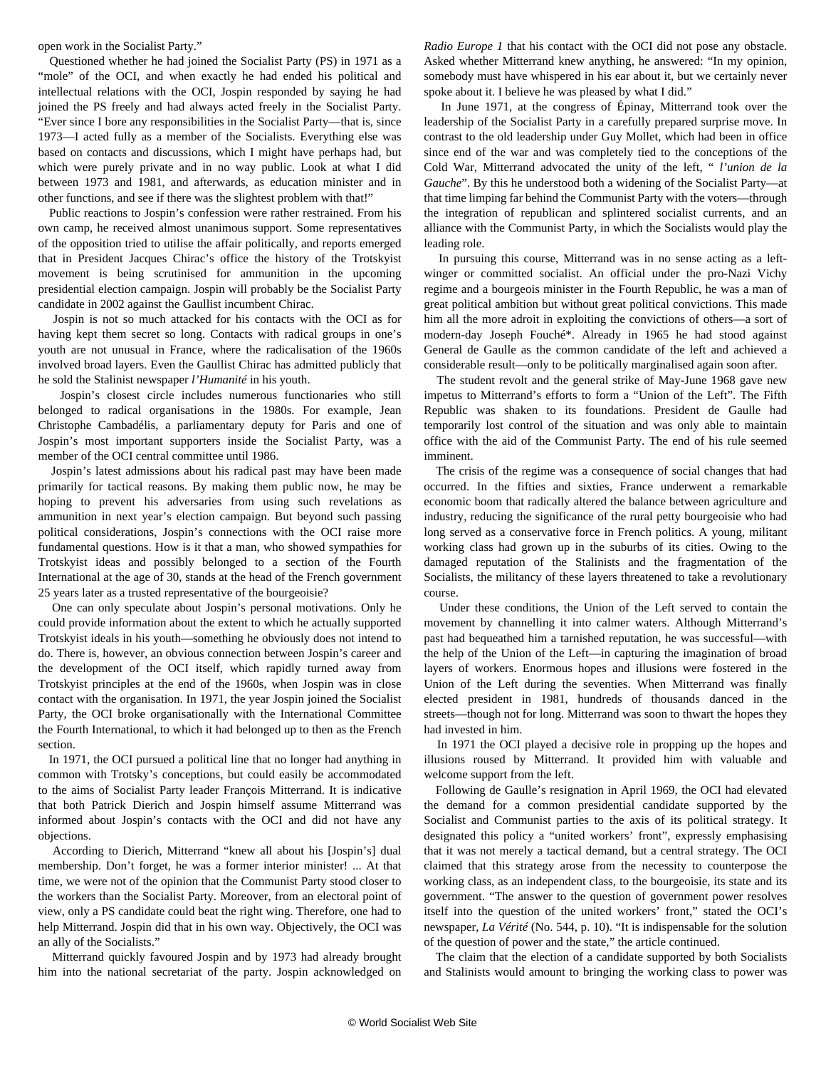open work in the Socialist Party."

Questioned whether he had joined the Socialist Party (PS) in 1971 as a "mole" of the OCI, and when exactly he had ended his political and intellectual relations with the OCI, Jospin responded by saying he had joined the PS freely and had always acted freely in the Socialist Party. "Ever since I bore any responsibilities in the Socialist Party—that is, since 1973—I acted fully as a member of the Socialists. Everything else was based on contacts and discussions, which I might have perhaps had, but which were purely private and in no way public. Look at what I did between 1973 and 1981, and afterwards, as education minister and in other functions, and see if there was the slightest problem with that!"

Public reactions to Jospin's confession were rather restrained. From his own camp, he received almost unanimous support. Some representatives of the opposition tried to utilise the affair politically, and reports emerged that in President Jacques Chirac's office the history of the Trotskyist movement is being scrutinised for ammunition in the upcoming presidential election campaign. Jospin will probably be the Socialist Party candidate in 2002 against the Gaullist incumbent Chirac.

Jospin is not so much attacked for his contacts with the OCI as for having kept them secret so long. Contacts with radical groups in one's youth are not unusual in France, where the radicalisation of the 1960s involved broad layers. Even the Gaullist Chirac has admitted publicly that he sold the Stalinist newspaper *l'Humanité* in his youth.

Jospin's closest circle includes numerous functionaries who still belonged to radical organisations in the 1980s. For example, Jean Christophe Cambadélis, a parliamentary deputy for Paris and one of Jospin's most important supporters inside the Socialist Party, was a member of the OCI central committee until 1986.

Jospin's latest admissions about his radical past may have been made primarily for tactical reasons. By making them public now, he may be hoping to prevent his adversaries from using such revelations as ammunition in next year's election campaign. But beyond such passing political considerations, Jospin's connections with the OCI raise more fundamental questions. How is it that a man, who showed sympathies for Trotskyist ideas and possibly belonged to a section of the Fourth International at the age of 30, stands at the head of the French government 25 years later as a trusted representative of the bourgeoisie?

One can only speculate about Jospin's personal motivations. Only he could provide information about the extent to which he actually supported Trotskyist ideals in his youth—something he obviously does not intend to do. There is, however, an obvious connection between Jospin's career and the development of the OCI itself, which rapidly turned away from Trotskyist principles at the end of the 1960s, when Jospin was in close contact with the organisation. In 1971, the year Jospin joined the Socialist Party, the OCI broke organisationally with the International Committee the Fourth International, to which it had belonged up to then as the French section.

In 1971, the OCI pursued a political line that no longer had anything in common with Trotsky's conceptions, but could easily be accommodated to the aims of Socialist Party leader François Mitterrand. It is indicative that both Patrick Dierich and Jospin himself assume Mitterrand was informed about Jospin's contacts with the OCI and did not have any objections.

According to Dierich, Mitterrand "knew all about his [Jospin's] dual membership. Don't forget, he was a former interior minister! ... At that time, we were not of the opinion that the Communist Party stood closer to the workers than the Socialist Party. Moreover, from an electoral point of view, only a PS candidate could beat the right wing. Therefore, one had to help Mitterrand. Jospin did that in his own way. Objectively, the OCI was an ally of the Socialists."

Mitterrand quickly favoured Jospin and by 1973 had already brought him into the national secretariat of the party. Jospin acknowledged on *Radio Europe 1* that his contact with the OCI did not pose any obstacle. Asked whether Mitterrand knew anything, he answered: "In my opinion, somebody must have whispered in his ear about it, but we certainly never spoke about it. I believe he was pleased by what I did."

In June 1971, at the congress of Épinay, Mitterrand took over the leadership of the Socialist Party in a carefully prepared surprise move. In contrast to the old leadership under Guy Mollet, which had been in office since end of the war and was completely tied to the conceptions of the Cold War, Mitterrand advocated the unity of the left, " *l'union de la Gauche*". By this he understood both a widening of the Socialist Party—at that time limping far behind the Communist Party with the voters—through the integration of republican and splintered socialist currents, and an alliance with the Communist Party, in which the Socialists would play the leading role.

In pursuing this course, Mitterrand was in no sense acting as a left-winger or committed socialist. An official under the pro-Nazi Vichy regime and a bourgeois minister in the Fourth Republic, he was a man of great political ambition but without great political convictions. This made him all the more adroit in exploiting the convictions of others—a sort of modern-day Joseph Fouché*. Already in 1965 he had stood against General de Gaulle as the common candidate of the left and achieved a considerable result—only to be politically marginalised again soon after.

The student revolt and the general strike of May-June 1968 gave new impetus to Mitterrand's efforts to form a "Union of the Left". The Fifth Republic was shaken to its foundations. President de Gaulle had temporarily lost control of the situation and was only able to maintain office with the aid of the Communist Party. The end of his rule seemed imminent.

The crisis of the regime was a consequence of social changes that had occurred. In the fifties and sixties, France underwent a remarkable economic boom that radically altered the balance between agriculture and industry, reducing the significance of the rural petty bourgeoisie who had long served as a conservative force in French politics. A young, militant working class had grown up in the suburbs of its cities. Owing to the damaged reputation of the Stalinists and the fragmentation of the Socialists, the militancy of these layers threatened to take a revolutionary course.

Under these conditions, the Union of the Left served to contain the movement by channelling it into calmer waters. Although Mitterrand's past had bequeathed him a tarnished reputation, he was successful—with the help of the Union of the Left—in capturing the imagination of broad layers of workers. Enormous hopes and illusions were fostered in the Union of the Left during the seventies. When Mitterrand was finally elected president in 1981, hundreds of thousands danced in the streets—though not for long. Mitterrand was soon to thwart the hopes they had invested in him.

In 1971 the OCI played a decisive role in propping up the hopes and illusions roused by Mitterrand. It provided him with valuable and welcome support from the left.

Following de Gaulle's resignation in April 1969, the OCI had elevated the demand for a common presidential candidate supported by the Socialist and Communist parties to the axis of its political strategy. It designated this policy a "united workers' front", expressly emphasising that it was not merely a tactical demand, but a central strategy. The OCI claimed that this strategy arose from the necessity to counterpose the working class, as an independent class, to the bourgeoisie, its state and its government. "The answer to the question of government power resolves itself into the question of the united workers' front," stated the OCI's newspaper, *La Vérité* (No. 544, p. 10). "It is indispensable for the solution of the question of power and the state," the article continued.

The claim that the election of a candidate supported by both Socialists and Stalinists would amount to bringing the working class to power was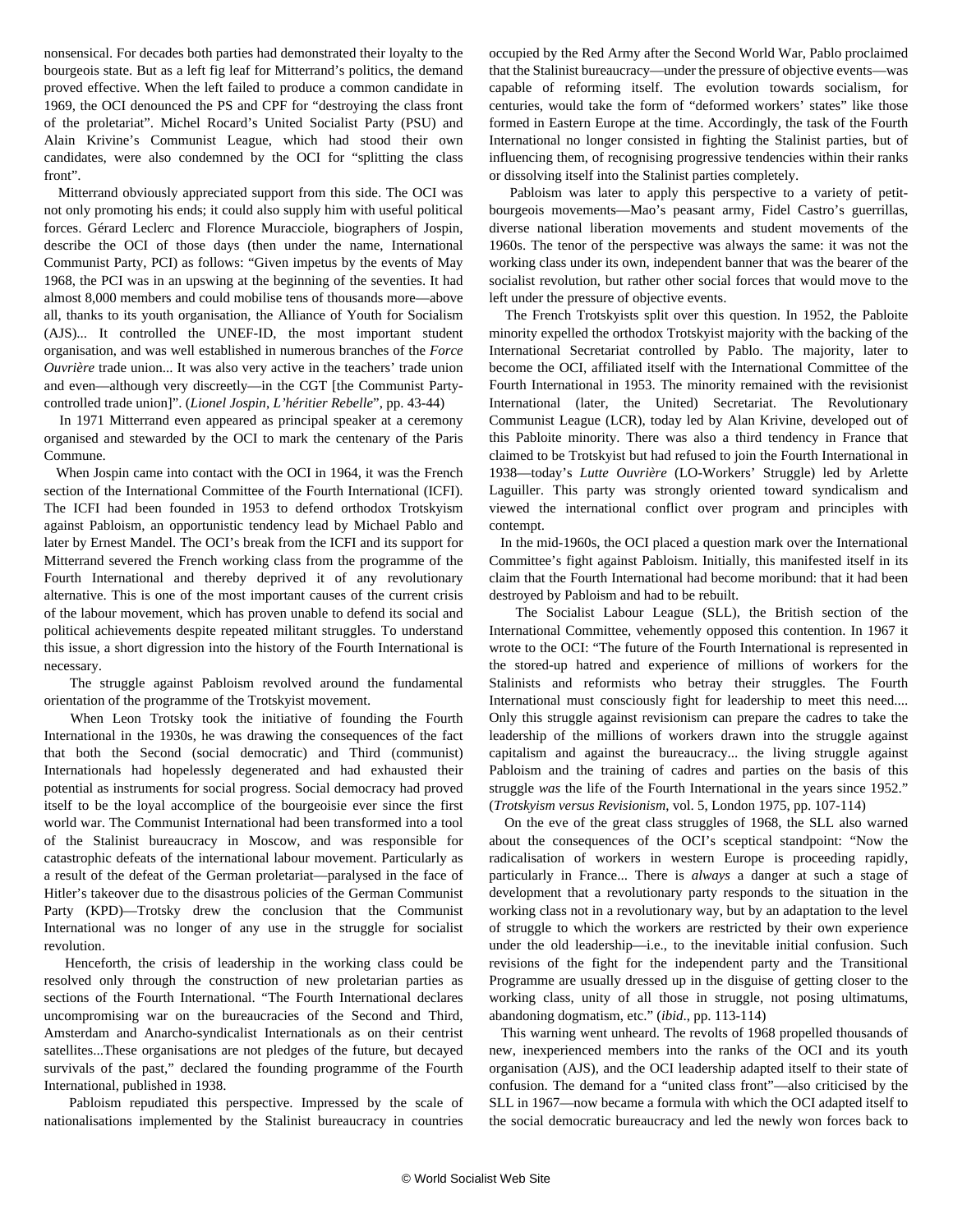nonsensical. For decades both parties had demonstrated their loyalty to the bourgeois state. But as a left fig leaf for Mitterrand's politics, the demand proved effective. When the left failed to produce a common candidate in 1969, the OCI denounced the PS and CPF for "destroying the class front of the proletariat". Michel Rocard's United Socialist Party (PSU) and Alain Krivine's Communist League, which had stood their own candidates, were also condemned by the OCI for "splitting the class front".

Mitterrand obviously appreciated support from this side. The OCI was not only promoting his ends; it could also supply him with useful political forces. Gérard Leclerc and Florence Muracciole, biographers of Jospin, describe the OCI of those days (then under the name, International Communist Party, PCI) as follows: "Given impetus by the events of May 1968, the PCI was in an upswing at the beginning of the seventies. It had almost 8,000 members and could mobilise tens of thousands more—above all, thanks to its youth organisation, the Alliance of Youth for Socialism (AJS)... It controlled the UNEF-ID, the most important student organisation, and was well established in numerous branches of the *Force Ouvrière* trade union... It was also very active in the teachers' trade union and even—although very discreetly—in the CGT [the Communist Party-controlled trade union]". (*Lionel Jospin*, *L'héritier Rebelle*", pp. 43-44)

In 1971 Mitterrand even appeared as principal speaker at a ceremony organised and stewarded by the OCI to mark the centenary of the Paris Commune.

When Jospin came into contact with the OCI in 1964, it was the French section of the International Committee of the Fourth International (ICFI). The ICFI had been founded in 1953 to defend orthodox Trotskyism against Pabloism, an opportunistic tendency lead by Michael Pablo and later by Ernest Mandel. The OCI's break from the ICFI and its support for Mitterrand severed the French working class from the programme of the Fourth International and thereby deprived it of any revolutionary alternative. This is one of the most important causes of the current crisis of the labour movement, which has proven unable to defend its social and political achievements despite repeated militant struggles. To understand this issue, a short digression into the history of the Fourth International is necessary.

The struggle against Pabloism revolved around the fundamental orientation of the programme of the Trotskyist movement.

When Leon Trotsky took the initiative of founding the Fourth International in the 1930s, he was drawing the consequences of the fact that both the Second (social democratic) and Third (communist) Internationals had hopelessly degenerated and had exhausted their potential as instruments for social progress. Social democracy had proved itself to be the loyal accomplice of the bourgeoisie ever since the first world war. The Communist International had been transformed into a tool of the Stalinist bureaucracy in Moscow, and was responsible for catastrophic defeats of the international labour movement. Particularly as a result of the defeat of the German proletariat—paralysed in the face of Hitler's takeover due to the disastrous policies of the German Communist Party (KPD)—Trotsky drew the conclusion that the Communist International was no longer of any use in the struggle for socialist revolution.

Henceforth, the crisis of leadership in the working class could be resolved only through the construction of new proletarian parties as sections of the Fourth International. "The Fourth International declares uncompromising war on the bureaucracies of the Second and Third, Amsterdam and Anarcho-syndicalist Internationals as on their centrist satellites...These organisations are not pledges of the future, but decayed survivals of the past," declared the founding programme of the Fourth International, published in 1938.

Pabloism repudiated this perspective. Impressed by the scale of nationalisations implemented by the Stalinist bureaucracy in countries occupied by the Red Army after the Second World War, Pablo proclaimed that the Stalinist bureaucracy—under the pressure of objective events—was capable of reforming itself. The evolution towards socialism, for centuries, would take the form of "deformed workers' states" like those formed in Eastern Europe at the time. Accordingly, the task of the Fourth International no longer consisted in fighting the Stalinist parties, but of influencing them, of recognising progressive tendencies within their ranks or dissolving itself into the Stalinist parties completely.

Pabloism was later to apply this perspective to a variety of petit-bourgeois movements—Mao's peasant army, Fidel Castro's guerrillas, diverse national liberation movements and student movements of the 1960s. The tenor of the perspective was always the same: it was not the working class under its own, independent banner that was the bearer of the socialist revolution, but rather other social forces that would move to the left under the pressure of objective events.

The French Trotskyists split over this question. In 1952, the Pabloite minority expelled the orthodox Trotskyist majority with the backing of the International Secretariat controlled by Pablo. The majority, later to become the OCI, affiliated itself with the International Committee of the Fourth International in 1953. The minority remained with the revisionist International (later, the United) Secretariat. The Revolutionary Communist League (LCR), today led by Alan Krivine, developed out of this Pabloite minority. There was also a third tendency in France that claimed to be Trotskyist but had refused to join the Fourth International in 1938—today's *Lutte Ouvrière* (LO-Workers' Struggle) led by Arlette Laguiller. This party was strongly oriented toward syndicalism and viewed the international conflict over program and principles with contempt.

In the mid-1960s, the OCI placed a question mark over the International Committee's fight against Pabloism. Initially, this manifested itself in its claim that the Fourth International had become moribund: that it had been destroyed by Pabloism and had to be rebuilt.

The Socialist Labour League (SLL), the British section of the International Committee, vehemently opposed this contention. In 1967 it wrote to the OCI: "The future of the Fourth International is represented in the stored-up hatred and experience of millions of workers for the Stalinists and reformists who betray their struggles. The Fourth International must consciously fight for leadership to meet this need.... Only this struggle against revisionism can prepare the cadres to take the leadership of the millions of workers drawn into the struggle against capitalism and against the bureaucracy... the living struggle against Pabloism and the training of cadres and parties on the basis of this struggle *was* the life of the Fourth International in the years since 1952." (*Trotskyism versus Revisionism*, vol. 5, London 1975, pp. 107-114)

On the eve of the great class struggles of 1968, the SLL also warned about the consequences of the OCI's sceptical standpoint: "Now the radicalisation of workers in western Europe is proceeding rapidly, particularly in France... There is *always* a danger at such a stage of development that a revolutionary party responds to the situation in the working class not in a revolutionary way, but by an adaptation to the level of struggle to which the workers are restricted by their own experience under the old leadership—i.e., to the inevitable initial confusion. Such revisions of the fight for the independent party and the Transitional Programme are usually dressed up in the disguise of getting closer to the working class, unity of all those in struggle, not posing ultimatums, abandoning dogmatism, etc." (*ibid*., pp. 113-114)

This warning went unheard. The revolts of 1968 propelled thousands of new, inexperienced members into the ranks of the OCI and its youth organisation (AJS), and the OCI leadership adapted itself to their state of confusion. The demand for a "united class front"—also criticised by the SLL in 1967—now became a formula with which the OCI adapted itself to the social democratic bureaucracy and led the newly won forces back to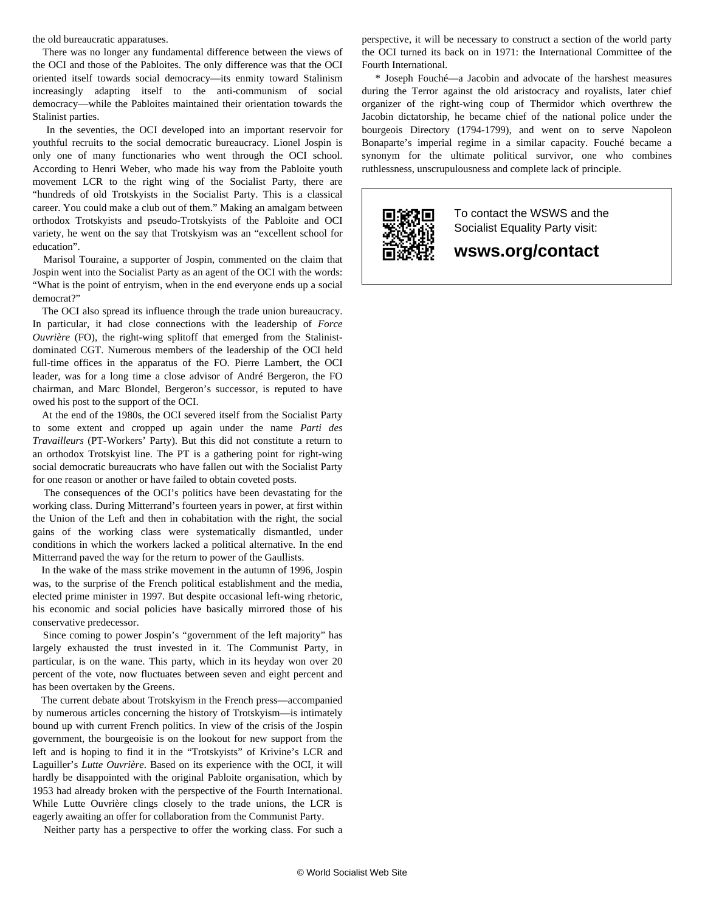the old bureaucratic apparatuses.

There was no longer any fundamental difference between the views of the OCI and those of the Pabloites. The only difference was that the OCI oriented itself towards social democracy—its enmity toward Stalinism increasingly adapting itself to the anti-communism of social democracy—while the Pabloites maintained their orientation towards the Stalinist parties.

In the seventies, the OCI developed into an important reservoir for youthful recruits to the social democratic bureaucracy. Lionel Jospin is only one of many functionaries who went through the OCI school. According to Henri Weber, who made his way from the Pabloite youth movement LCR to the right wing of the Socialist Party, there are "hundreds of old Trotskyists in the Socialist Party. This is a classical career. You could make a club out of them." Making an amalgam between orthodox Trotskyists and pseudo-Trotskyists of the Pabloite and OCI variety, he went on the say that Trotskyism was an "excellent school for education".

Marisol Touraine, a supporter of Jospin, commented on the claim that Jospin went into the Socialist Party as an agent of the OCI with the words: "What is the point of entryism, when in the end everyone ends up a social democrat?"

The OCI also spread its influence through the trade union bureaucracy. In particular, it had close connections with the leadership of *Force Ouvrière* (FO), the right-wing splitoff that emerged from the Stalinist-dominated CGT. Numerous members of the leadership of the OCI held full-time offices in the apparatus of the FO. Pierre Lambert, the OCI leader, was for a long time a close advisor of André Bergeron, the FO chairman, and Marc Blondel, Bergeron's successor, is reputed to have owed his post to the support of the OCI.

At the end of the 1980s, the OCI severed itself from the Socialist Party to some extent and cropped up again under the name *Parti des Travailleurs* (PT-Workers' Party). But this did not constitute a return to an orthodox Trotskyist line. The PT is a gathering point for right-wing social democratic bureaucrats who have fallen out with the Socialist Party for one reason or another or have failed to obtain coveted posts.

The consequences of the OCI's politics have been devastating for the working class. During Mitterrand's fourteen years in power, at first within the Union of the Left and then in cohabitation with the right, the social gains of the working class were systematically dismantled, under conditions in which the workers lacked a political alternative. In the end Mitterrand paved the way for the return to power of the Gaullists.

In the wake of the mass strike movement in the autumn of 1996, Jospin was, to the surprise of the French political establishment and the media, elected prime minister in 1997. But despite occasional left-wing rhetoric, his economic and social policies have basically mirrored those of his conservative predecessor.

Since coming to power Jospin's "government of the left majority" has largely exhausted the trust invested in it. The Communist Party, in particular, is on the wane. This party, which in its heyday won over 20 percent of the vote, now fluctuates between seven and eight percent and has been overtaken by the Greens.

The current debate about Trotskyism in the French press—accompanied by numerous articles concerning the history of Trotskyism—is intimately bound up with current French politics. In view of the crisis of the Jospin government, the bourgeoisie is on the lookout for new support from the left and is hoping to find it in the "Trotskyists" of Krivine's LCR and Laguiller's *Lutte Ouvrière*. Based on its experience with the OCI, it will hardly be disappointed with the original Pabloite organisation, which by 1953 had already broken with the perspective of the Fourth International. While Lutte Ouvrière clings closely to the trade unions, the LCR is eagerly awaiting an offer for collaboration from the Communist Party.

Neither party has a perspective to offer the working class. For such a perspective, it will be necessary to construct a section of the world party the OCI turned its back on in 1971: the International Committee of the Fourth International.

\* Joseph Fouché—a Jacobin and advocate of the harshest measures during the Terror against the old aristocracy and royalists, later chief organizer of the right-wing coup of Thermidor which overthrew the Jacobin dictatorship, he became chief of the national police under the bourgeois Directory (1794-1799), and went on to serve Napoleon Bonaparte's imperial regime in a similar capacity. Fouché became a synonym for the ultimate political survivor, one who combines ruthlessness, unscrupulousness and complete lack of principle.

To contact the WSWS and the Socialist Equality Party visit:

**wsws.org/contact**